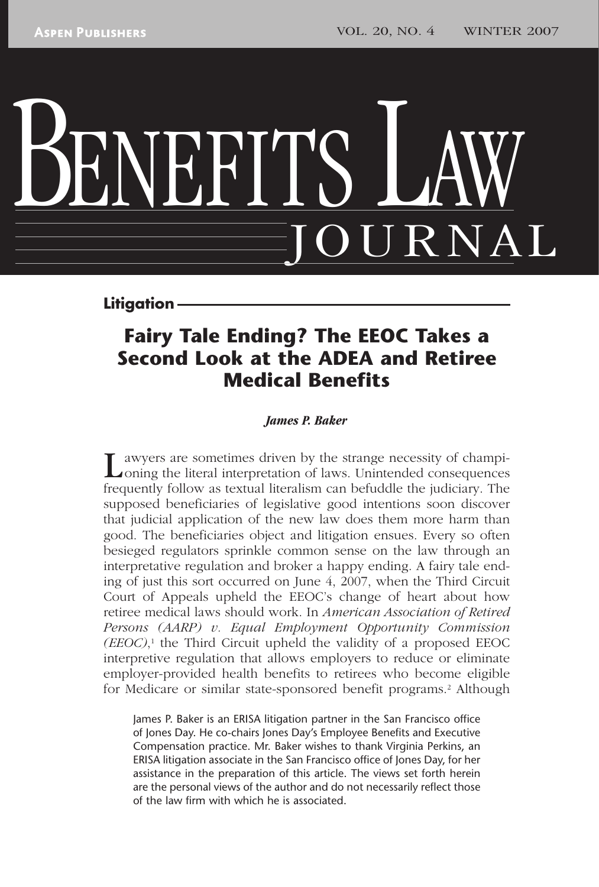# Benefits Law Journal

## Litigation

## Fairy Tale Ending? The EEOC Takes a Second Look at the ADEA and Retiree Medical Benefits

***James P. Baker***

Lawyers are sometimes driven by the strange necessity of championing the literal interpretation of laws. Unintended consequences frequently follow as textual literalism can befuddle the judiciary. The supposed beneficiaries of legislative good intentions soon discover that judicial application of the new law does them more harm than good. The beneficiaries object and litigation ensues. Every so often besieged regulators sprinkle common sense on the law through an interpretative regulation and broker a happy ending. A fairy tale ending of just this sort occurred on June 4, 2007, when the Third Circuit Court of Appeals upheld the EEOC's change of heart about how retiree medical laws should work. In *American Association of Retired Persons (AARP) v. Equal Employment Opportunity Commission (EEOC)*,[1] the Third Circuit upheld the validity of a proposed EEOC interpretive regulation that allows employers to reduce or eliminate employer-provided health benefits to retirees who become eligible for Medicare or similar state-sponsored benefit programs.[2] Although

James P. Baker is an ERISA litigation partner in the San Francisco office of Jones Day. He co-chairs Jones Day's Employee Benefits and Executive Compensation practice. Mr. Baker wishes to thank Virginia Perkins, an ERISA litigation associate in the San Francisco office of Jones Day, for her assistance in the preparation of this article. The views set forth herein are the personal views of the author and do not necessarily reflect those of the law firm with which he is associated.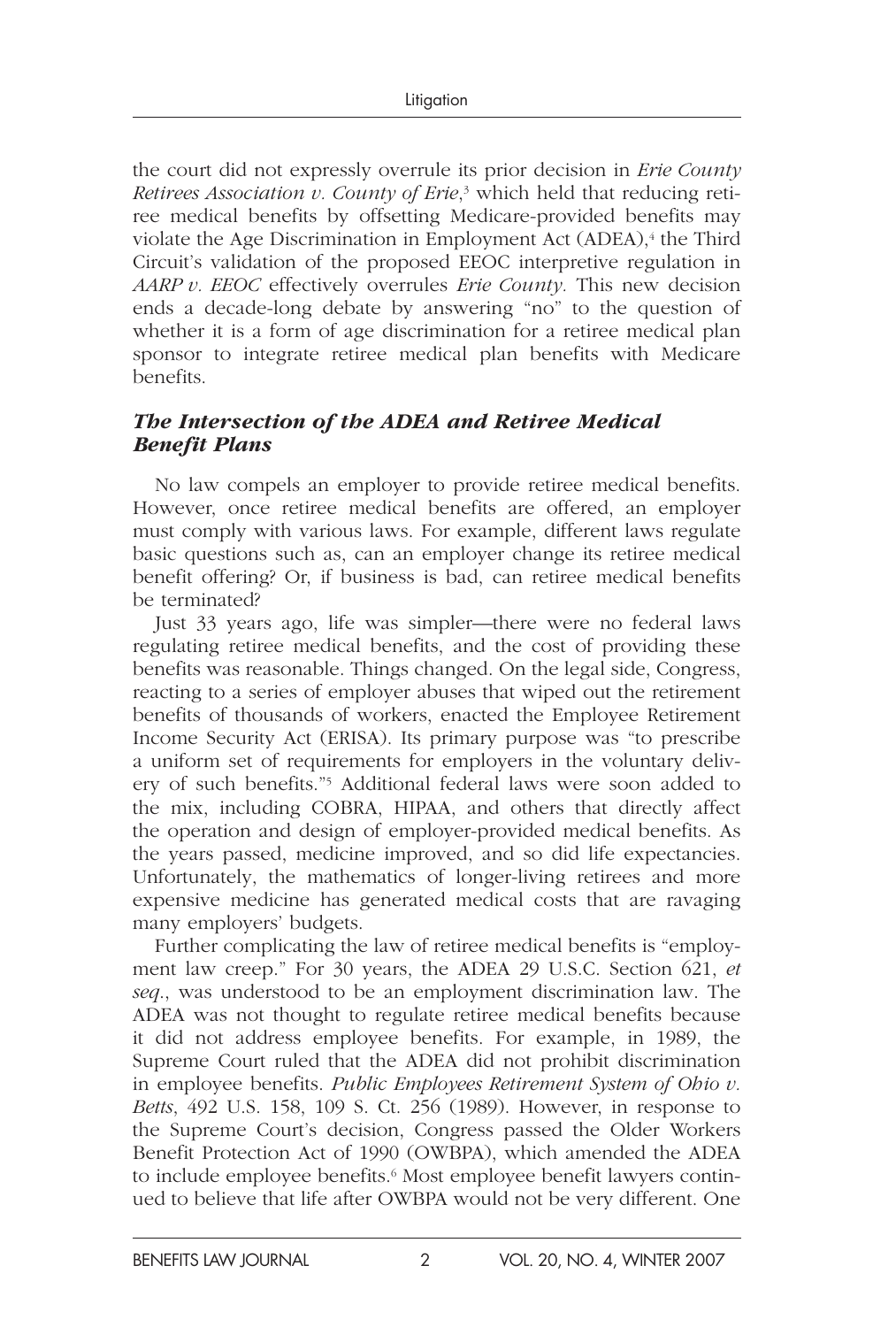the court did not expressly overrule its prior decision in *Erie County Retirees Association v. County of Erie*,[3] which held that reducing retiree medical benefits by offsetting Medicare-provided benefits may violate the Age Discrimination in Employment Act (ADEA),[4] the Third Circuit's validation of the proposed EEOC interpretive regulation in *AARP v. EEOC* effectively overrules *Erie County.* This new decision ends a decade-long debate by answering "no" to the question of whether it is a form of age discrimination for a retiree medical plan sponsor to integrate retiree medical plan benefits with Medicare benefits.

## *The Intersection of the ADEA and Retiree Medical Benefit Plans*

No law compels an employer to provide retiree medical benefits. However, once retiree medical benefits are offered, an employer must comply with various laws. For example, different laws regulate basic questions such as, can an employer change its retiree medical benefit offering? Or, if business is bad, can retiree medical benefits be terminated?

Just 33 years ago, life was simpler—there were no federal laws regulating retiree medical benefits, and the cost of providing these benefits was reasonable. Things changed. On the legal side, Congress, reacting to a series of employer abuses that wiped out the retirement benefits of thousands of workers, enacted the Employee Retirement Income Security Act (ERISA). Its primary purpose was "to prescribe a uniform set of requirements for employers in the voluntary delivery of such benefits."[5] Additional federal laws were soon added to the mix, including COBRA, HIPAA, and others that directly affect the operation and design of employer-provided medical benefits. As the years passed, medicine improved, and so did life expectancies. Unfortunately, the mathematics of longer-living retirees and more expensive medicine has generated medical costs that are ravaging many employers' budgets.

Further complicating the law of retiree medical benefits is "employment law creep." For 30 years, the ADEA 29 U.S.C. Section 621, *et seq*., was understood to be an employment discrimination law. The ADEA was not thought to regulate retiree medical benefits because it did not address employee benefits. For example, in 1989, the Supreme Court ruled that the ADEA did not prohibit discrimination in employee benefits. *Public Employees Retirement System of Ohio v. Betts*, 492 U.S. 158, 109 S. Ct. 256 (1989). However, in response to the Supreme Court's decision, Congress passed the Older Workers Benefit Protection Act of 1990 (OWBPA), which amended the ADEA to include employee benefits.[6] Most employee benefit lawyers continued to believe that life after OWBPA would not be very different. One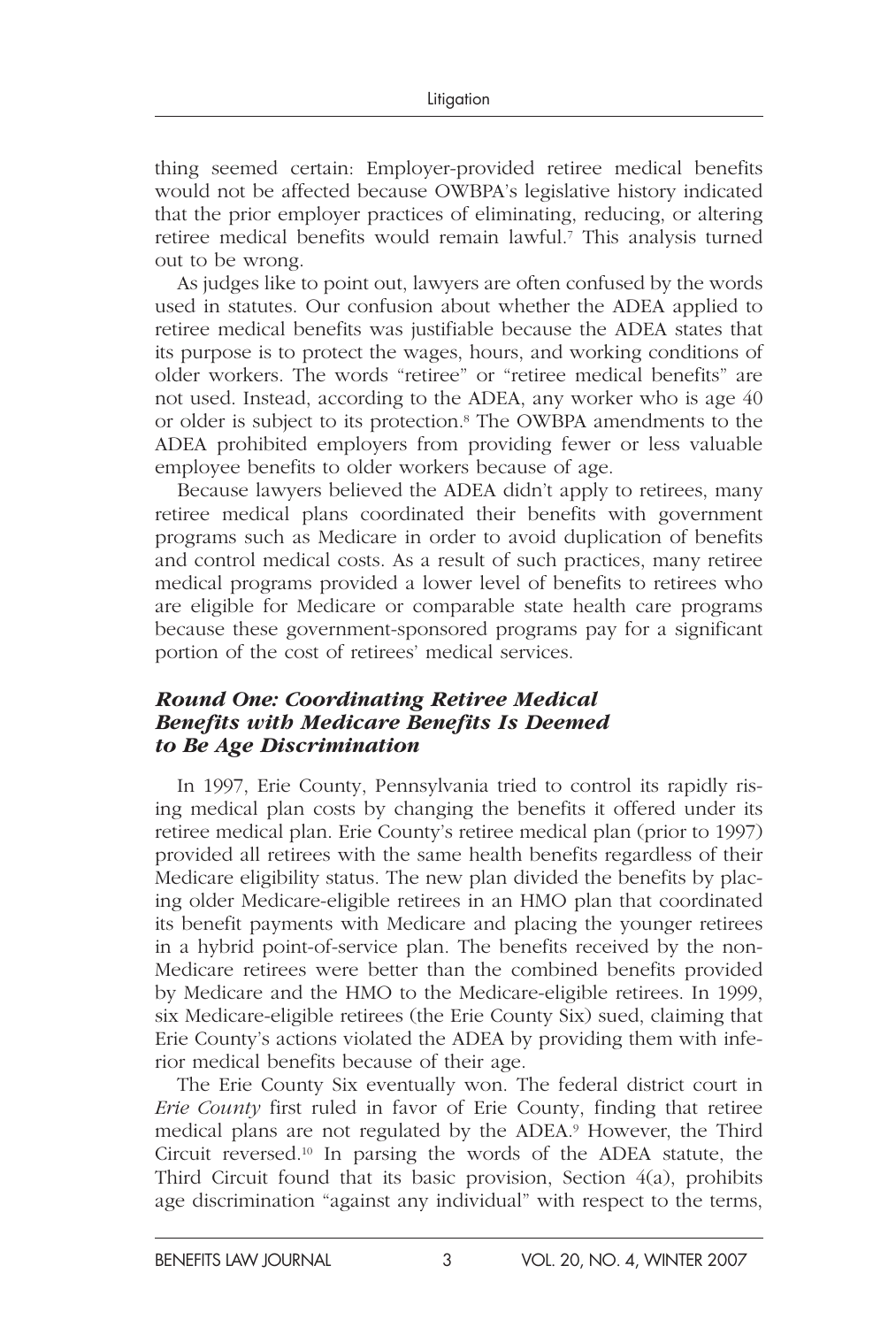thing seemed certain: Employer-provided retiree medical benefits would not be affected because OWBPA's legislative history indicated that the prior employer practices of eliminating, reducing, or altering retiree medical benefits would remain lawful.[7] This analysis turned out to be wrong.

As judges like to point out, lawyers are often confused by the words used in statutes. Our confusion about whether the ADEA applied to retiree medical benefits was justifiable because the ADEA states that its purpose is to protect the wages, hours, and working conditions of older workers. The words "retiree" or "retiree medical benefits" are not used. Instead, according to the ADEA, any worker who is age 40 or older is subject to its protection.[8] The OWBPA amendments to the ADEA prohibited employers from providing fewer or less valuable employee benefits to older workers because of age.

Because lawyers believed the ADEA didn't apply to retirees, many retiree medical plans coordinated their benefits with government programs such as Medicare in order to avoid duplication of benefits and control medical costs. As a result of such practices, many retiree medical programs provided a lower level of benefits to retirees who are eligible for Medicare or comparable state health care programs because these government-sponsored programs pay for a significant portion of the cost of retirees' medical services.

### *Round One: Coordinating Retiree Medical Benefits with Medicare Benefits Is Deemed to Be Age Discrimination*

In 1997, Erie County, Pennsylvania tried to control its rapidly rising medical plan costs by changing the benefits it offered under its retiree medical plan. Erie County's retiree medical plan (prior to 1997) provided all retirees with the same health benefits regardless of their Medicare eligibility status. The new plan divided the benefits by placing older Medicare-eligible retirees in an HMO plan that coordinated its benefit payments with Medicare and placing the younger retirees in a hybrid point-of-service plan. The benefits received by the non-Medicare retirees were better than the combined benefits provided by Medicare and the HMO to the Medicare-eligible retirees. In 1999, six Medicare-eligible retirees (the Erie County Six) sued, claiming that Erie County's actions violated the ADEA by providing them with inferior medical benefits because of their age.

The Erie County Six eventually won. The federal district court in *Erie County* first ruled in favor of Erie County, finding that retiree medical plans are not regulated by the ADEA.[9] However, the Third Circuit reversed.[10] In parsing the words of the ADEA statute, the Third Circuit found that its basic provision, Section 4(a), prohibits age discrimination "against any individual" with respect to the terms,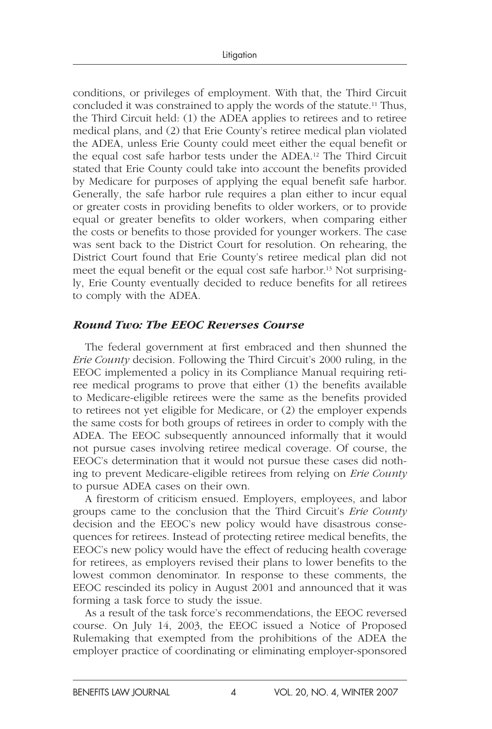conditions, or privileges of employment. With that, the Third Circuit concluded it was constrained to apply the words of the statute.[11] Thus, the Third Circuit held: (1) the ADEA applies to retirees and to retiree medical plans, and (2) that Erie County's retiree medical plan violated the ADEA, unless Erie County could meet either the equal benefit or the equal cost safe harbor tests under the ADEA.[12] The Third Circuit stated that Erie County could take into account the benefits provided by Medicare for purposes of applying the equal benefit safe harbor. Generally, the safe harbor rule requires a plan either to incur equal or greater costs in providing benefits to older workers, or to provide equal or greater benefits to older workers, when comparing either the costs or benefits to those provided for younger workers. The case was sent back to the District Court for resolution. On rehearing, the District Court found that Erie County's retiree medical plan did not meet the equal benefit or the equal cost safe harbor.[13] Not surprisingly, Erie County eventually decided to reduce benefits for all retirees to comply with the ADEA.

### *Round Two: The EEOC Reverses Course*

The federal government at first embraced and then shunned the *Erie County* decision. Following the Third Circuit's 2000 ruling, in the EEOC implemented a policy in its Compliance Manual requiring retiree medical programs to prove that either (1) the benefits available to Medicare-eligible retirees were the same as the benefits provided to retirees not yet eligible for Medicare, or (2) the employer expends the same costs for both groups of retirees in order to comply with the ADEA. The EEOC subsequently announced informally that it would not pursue cases involving retiree medical coverage. Of course, the EEOC's determination that it would not pursue these cases did nothing to prevent Medicare-eligible retirees from relying on *Erie County* to pursue ADEA cases on their own.

A firestorm of criticism ensued. Employers, employees, and labor groups came to the conclusion that the Third Circuit's *Erie County* decision and the EEOC's new policy would have disastrous consequences for retirees. Instead of protecting retiree medical benefits, the EEOC's new policy would have the effect of reducing health coverage for retirees, as employers revised their plans to lower benefits to the lowest common denominator. In response to these comments, the EEOC rescinded its policy in August 2001 and announced that it was forming a task force to study the issue.

As a result of the task force's recommendations, the EEOC reversed course. On July 14, 2003, the EEOC issued a Notice of Proposed Rulemaking that exempted from the prohibitions of the ADEA the employer practice of coordinating or eliminating employer-sponsored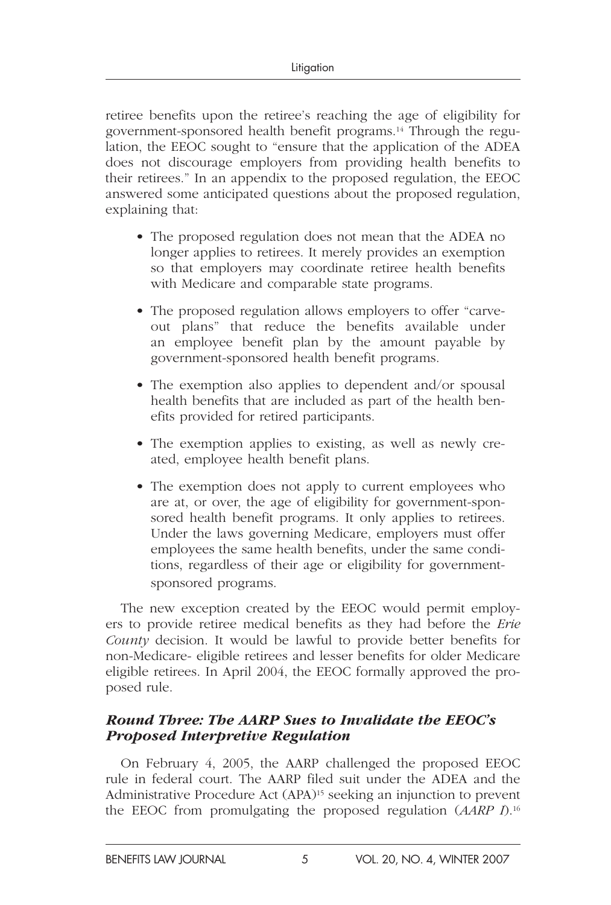retiree benefits upon the retiree's reaching the age of eligibility for government-sponsored health benefit programs.[14] Through the regulation, the EEOC sought to "ensure that the application of the ADEA does not discourage employers from providing health benefits to their retirees." In an appendix to the proposed regulation, the EEOC answered some anticipated questions about the proposed regulation, explaining that:

- The proposed regulation does not mean that the ADEA no longer applies to retirees. It merely provides an exemption so that employers may coordinate retiree health benefits with Medicare and comparable state programs.
- The proposed regulation allows employers to offer "carve-out plans" that reduce the benefits available under an employee benefit plan by the amount payable by government-sponsored health benefit programs.
- The exemption also applies to dependent and/or spousal health benefits that are included as part of the health benefits provided for retired participants.
- The exemption applies to existing, as well as newly created, employee health benefit plans.
- The exemption does not apply to current employees who are at, or over, the age of eligibility for government-sponsored health benefit programs. It only applies to retirees. Under the laws governing Medicare, employers must offer employees the same health benefits, under the same conditions, regardless of their age or eligibility for government-sponsored programs.

The new exception created by the EEOC would permit employers to provide retiree medical benefits as they had before the *Erie County* decision. It would be lawful to provide better benefits for non-Medicare- eligible retirees and lesser benefits for older Medicare eligible retirees. In April 2004, the EEOC formally approved the proposed rule.

### *Round Three: The AARP Sues to Invalidate the EEOC's Proposed Interpretive Regulation*

On February 4, 2005, the AARP challenged the proposed EEOC rule in federal court. The AARP filed suit under the ADEA and the Administrative Procedure Act (APA)[15] seeking an injunction to prevent the EEOC from promulgating the proposed regulation (*AARP I*).[16]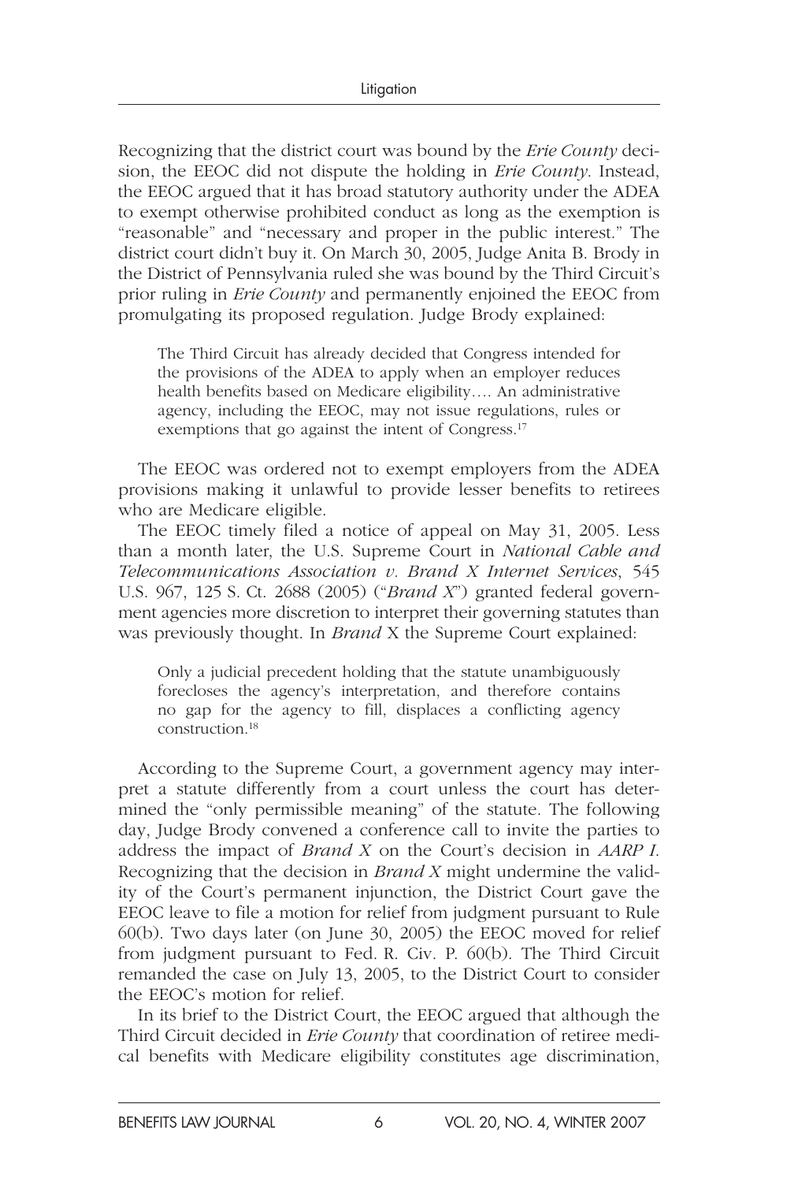Recognizing that the district court was bound by the *Erie County* decision, the EEOC did not dispute the holding in *Erie County*. Instead, the EEOC argued that it has broad statutory authority under the ADEA to exempt otherwise prohibited conduct as long as the exemption is "reasonable" and "necessary and proper in the public interest." The district court didn't buy it. On March 30, 2005, Judge Anita B. Brody in the District of Pennsylvania ruled she was bound by the Third Circuit's prior ruling in *Erie County* and permanently enjoined the EEOC from promulgating its proposed regulation. Judge Brody explained:

> The Third Circuit has already decided that Congress intended for the provisions of the ADEA to apply when an employer reduces health benefits based on Medicare eligibility…. An administrative agency, including the EEOC, may not issue regulations, rules or exemptions that go against the intent of Congress.[17]

The EEOC was ordered not to exempt employers from the ADEA provisions making it unlawful to provide lesser benefits to retirees who are Medicare eligible.

The EEOC timely filed a notice of appeal on May 31, 2005. Less than a month later, the U.S. Supreme Court in *National Cable and Telecommunications Association v. Brand X Internet Services*, 545 U.S. 967, 125 S. Ct. 2688 (2005) ("*Brand X*") granted federal government agencies more discretion to interpret their governing statutes than was previously thought. In *Brand* X the Supreme Court explained:

> Only a judicial precedent holding that the statute unambiguously forecloses the agency's interpretation, and therefore contains no gap for the agency to fill, displaces a conflicting agency construction.[18]

According to the Supreme Court, a government agency may interpret a statute differently from a court unless the court has determined the "only permissible meaning" of the statute. The following day, Judge Brody convened a conference call to invite the parties to address the impact of *Brand X* on the Court's decision in *AARP I*. Recognizing that the decision in *Brand X* might undermine the validity of the Court's permanent injunction, the District Court gave the EEOC leave to file a motion for relief from judgment pursuant to Rule 60(b). Two days later (on June 30, 2005) the EEOC moved for relief from judgment pursuant to Fed. R. Civ. P. 60(b). The Third Circuit remanded the case on July 13, 2005, to the District Court to consider the EEOC's motion for relief.

In its brief to the District Court, the EEOC argued that although the Third Circuit decided in *Erie County* that coordination of retiree medical benefits with Medicare eligibility constitutes age discrimination,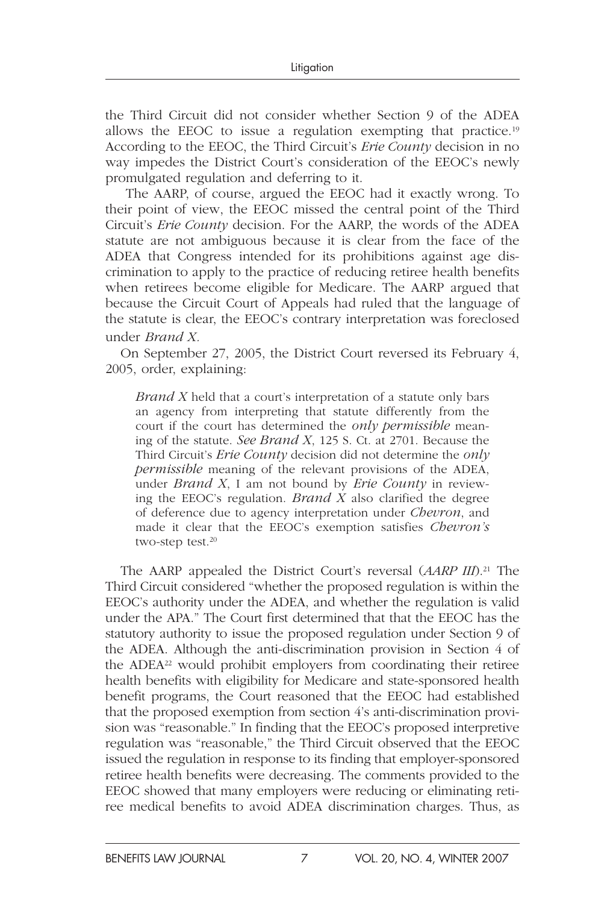the Third Circuit did not consider whether Section 9 of the ADEA allows the EEOC to issue a regulation exempting that practice.[19] According to the EEOC, the Third Circuit's *Erie County* decision in no way impedes the District Court's consideration of the EEOC's newly promulgated regulation and deferring to it.

The AARP, of course, argued the EEOC had it exactly wrong. To their point of view, the EEOC missed the central point of the Third Circuit's *Erie County* decision. For the AARP, the words of the ADEA statute are not ambiguous because it is clear from the face of the ADEA that Congress intended for its prohibitions against age discrimination to apply to the practice of reducing retiree health benefits when retirees become eligible for Medicare. The AARP argued that because the Circuit Court of Appeals had ruled that the language of the statute is clear, the EEOC's contrary interpretation was foreclosed under *Brand X.*

On September 27, 2005, the District Court reversed its February 4, 2005, order, explaining:

> *Brand X* held that a court's interpretation of a statute only bars an agency from interpreting that statute differently from the court if the court has determined the *only permissible* meaning of the statute. *See Brand X*, 125 S. Ct. at 2701. Because the Third Circuit's *Erie County* decision did not determine the *only permissible* meaning of the relevant provisions of the ADEA, under *Brand X*, I am not bound by *Erie County* in reviewing the EEOC's regulation. *Brand X* also clarified the degree of deference due to agency interpretation under *Chevron*, and made it clear that the EEOC's exemption satisfies *Chevron's* two-step test.[20]

The AARP appealed the District Court's reversal (*AARP III*).[21] The Third Circuit considered "whether the proposed regulation is within the EEOC's authority under the ADEA, and whether the regulation is valid under the APA." The Court first determined that that the EEOC has the statutory authority to issue the proposed regulation under Section 9 of the ADEA. Although the anti-discrimination provision in Section 4 of the ADEA[22] would prohibit employers from coordinating their retiree health benefits with eligibility for Medicare and state-sponsored health benefit programs, the Court reasoned that the EEOC had established that the proposed exemption from section 4's anti-discrimination provision was "reasonable." In finding that the EEOC's proposed interpretive regulation was "reasonable," the Third Circuit observed that the EEOC issued the regulation in response to its finding that employer-sponsored retiree health benefits were decreasing. The comments provided to the EEOC showed that many employers were reducing or eliminating retiree medical benefits to avoid ADEA discrimination charges. Thus, as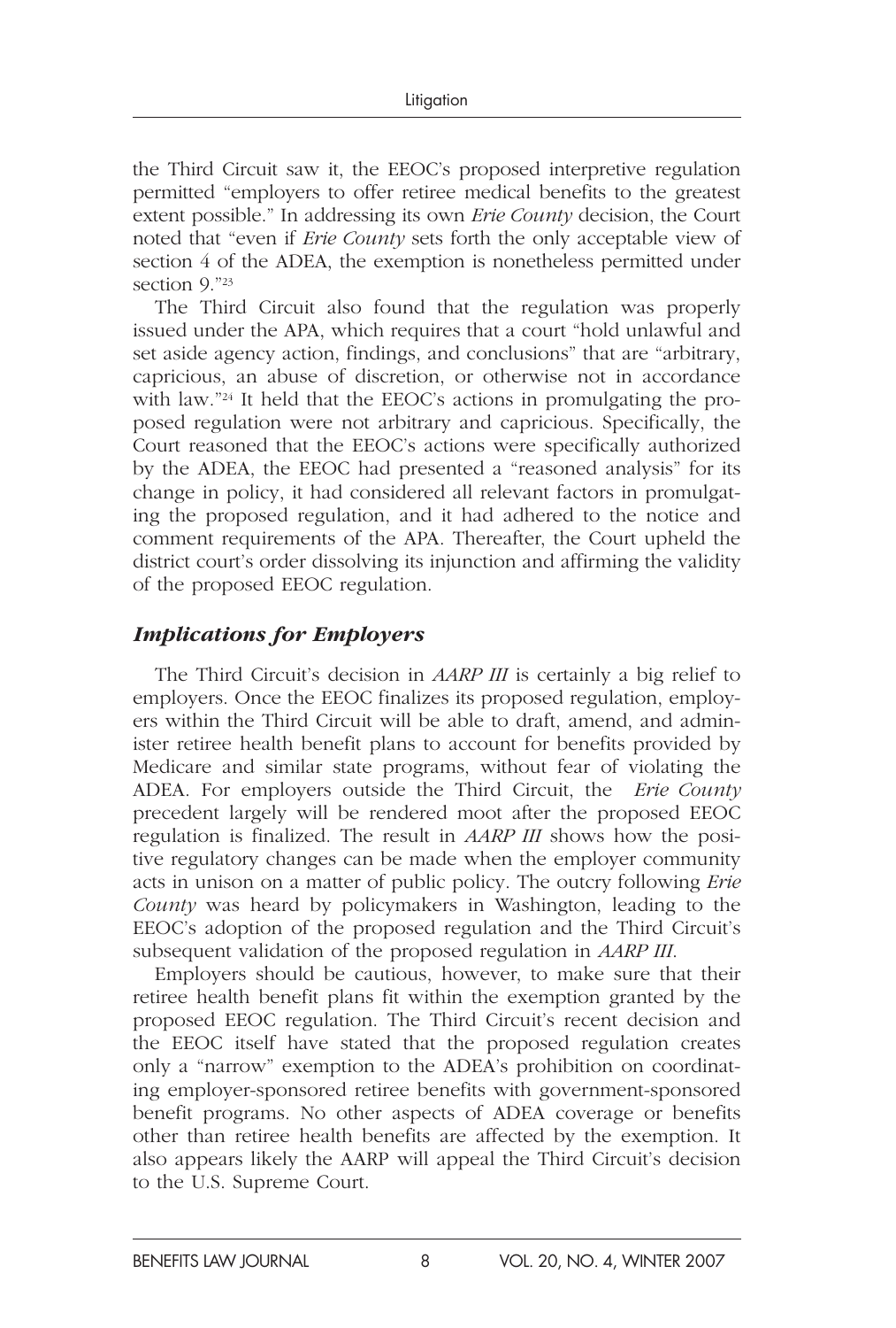the Third Circuit saw it, the EEOC's proposed interpretive regulation permitted "employers to offer retiree medical benefits to the greatest extent possible." In addressing its own *Erie County* decision, the Court noted that "even if *Erie County* sets forth the only acceptable view of section 4 of the ADEA, the exemption is nonetheless permitted under section 9."[23]

The Third Circuit also found that the regulation was properly issued under the APA, which requires that a court "hold unlawful and set aside agency action, findings, and conclusions" that are "arbitrary, capricious, an abuse of discretion, or otherwise not in accordance with law."[24] It held that the EEOC's actions in promulgating the proposed regulation were not arbitrary and capricious. Specifically, the Court reasoned that the EEOC's actions were specifically authorized by the ADEA, the EEOC had presented a "reasoned analysis" for its change in policy, it had considered all relevant factors in promulgating the proposed regulation, and it had adhered to the notice and comment requirements of the APA. Thereafter, the Court upheld the district court's order dissolving its injunction and affirming the validity of the proposed EEOC regulation.

## *Implications for Employers*

The Third Circuit's decision in *AARP III* is certainly a big relief to employers. Once the EEOC finalizes its proposed regulation, employers within the Third Circuit will be able to draft, amend, and administer retiree health benefit plans to account for benefits provided by Medicare and similar state programs, without fear of violating the ADEA. For employers outside the Third Circuit, the *Erie County* precedent largely will be rendered moot after the proposed EEOC regulation is finalized. The result in *AARP III* shows how the positive regulatory changes can be made when the employer community acts in unison on a matter of public policy. The outcry following *Erie County* was heard by policymakers in Washington, leading to the EEOC's adoption of the proposed regulation and the Third Circuit's subsequent validation of the proposed regulation in *AARP III*.

Employers should be cautious, however, to make sure that their retiree health benefit plans fit within the exemption granted by the proposed EEOC regulation. The Third Circuit's recent decision and the EEOC itself have stated that the proposed regulation creates only a "narrow" exemption to the ADEA's prohibition on coordinating employer-sponsored retiree benefits with government-sponsored benefit programs. No other aspects of ADEA coverage or benefits other than retiree health benefits are affected by the exemption. It also appears likely the AARP will appeal the Third Circuit's decision to the U.S. Supreme Court.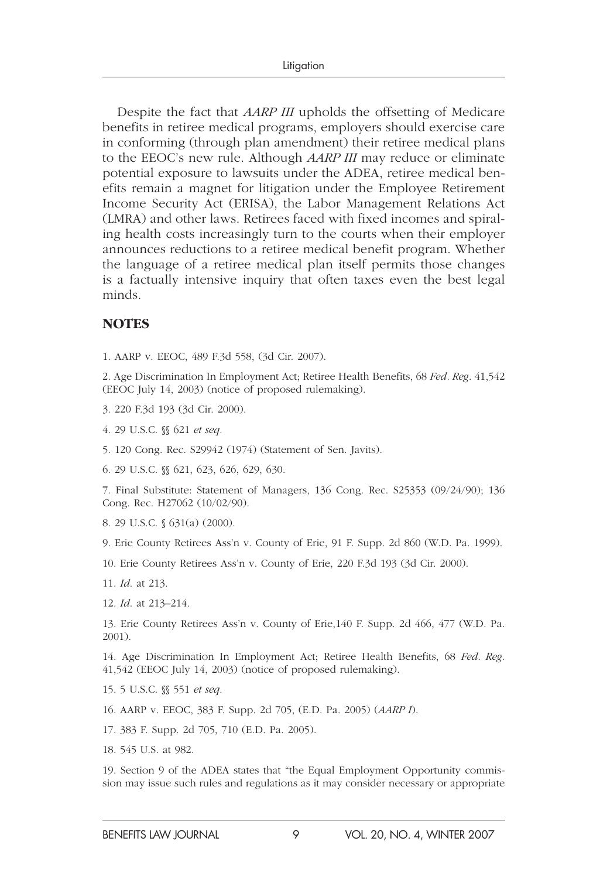Despite the fact that *AARP III* upholds the offsetting of Medicare benefits in retiree medical programs, employers should exercise care in conforming (through plan amendment) their retiree medical plans to the EEOC's new rule. Although *AARP III* may reduce or eliminate potential exposure to lawsuits under the ADEA, retiree medical benefits remain a magnet for litigation under the Employee Retirement Income Security Act (ERISA), the Labor Management Relations Act (LMRA) and other laws. Retirees faced with fixed incomes and spiraling health costs increasingly turn to the courts when their employer announces reductions to a retiree medical benefit program. Whether the language of a retiree medical plan itself permits those changes is a factually intensive inquiry that often taxes even the best legal minds.

## NOTES

1. AARP v. EEOC, 489 F.3d 558, (3d Cir. 2007).

2. Age Discrimination In Employment Act; Retiree Health Benefits, 68 *Fed. Reg.* 41,542 (EEOC July 14, 2003) (notice of proposed rulemaking).

3. 220 F.3d 193 (3d Cir. 2000).

4. 29 U.S.C. §§ 621 *et seq.*

5. 120 Cong. Rec. S29942 (1974) (Statement of Sen. Javits).

6. 29 U.S.C. §§ 621, 623, 626, 629, 630.

7. Final Substitute: Statement of Managers, 136 Cong. Rec. S25353 (09/24/90); 136 Cong. Rec. H27062 (10/02/90).

8. 29 U.S.C. § 631(a) (2000).

9. Erie County Retirees Ass'n v. County of Erie, 91 F. Supp. 2d 860 (W.D. Pa. 1999).

10. Erie County Retirees Ass'n v. County of Erie, 220 F.3d 193 (3d Cir. 2000).

11. *Id.* at 213.

12. *Id.* at 213–214.

13. Erie County Retirees Ass'n v. County of Erie,140 F. Supp. 2d 466, 477 (W.D. Pa. 2001).

14. Age Discrimination In Employment Act; Retiree Health Benefits, 68 *Fed. Reg.* 41,542 (EEOC July 14, 2003) (notice of proposed rulemaking).

15. 5 U.S.C. §§ 551 *et seq.*

16. AARP v. EEOC, 383 F. Supp. 2d 705, (E.D. Pa. 2005) (*AARP I*).

17. 383 F. Supp. 2d 705, 710 (E.D. Pa. 2005).

18. 545 U.S. at 982.

19. Section 9 of the ADEA states that "the Equal Employment Opportunity commission may issue such rules and regulations as it may consider necessary or appropriate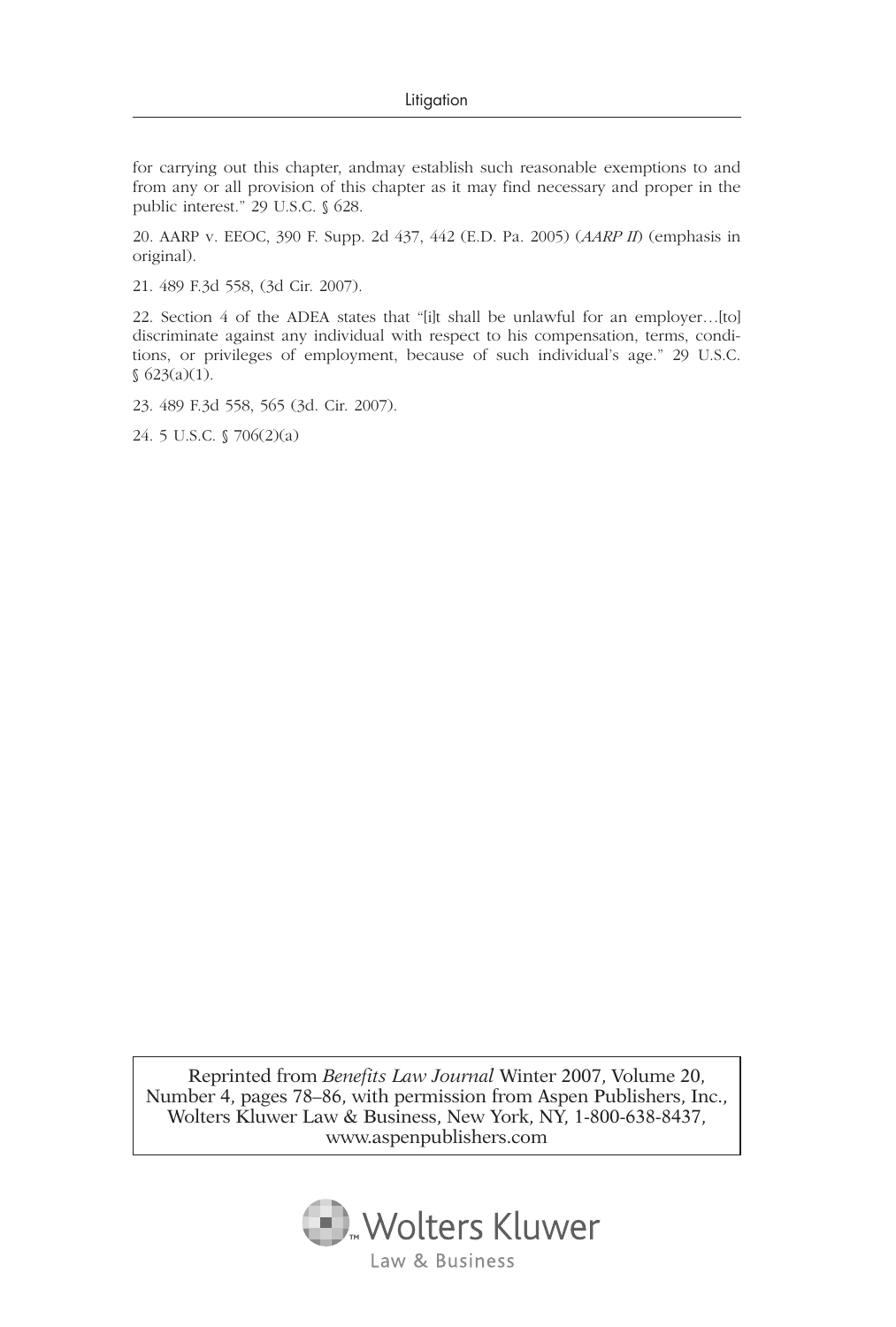for carrying out this chapter, andmay establish such reasonable exemptions to and from any or all provision of this chapter as it may find necessary and proper in the public interest." 29 U.S.C. § 628.

20. AARP v. EEOC, 390 F. Supp. 2d 437, 442 (E.D. Pa. 2005) (*AARP II*) (emphasis in original).

21. 489 F.3d 558, (3d Cir. 2007).

22. Section 4 of the ADEA states that "[i]t shall be unlawful for an employer…[to] discriminate against any individual with respect to his compensation, terms, conditions, or privileges of employment, because of such individual's age." 29 U.S.C. § 623(a)(1).

23. 489 F.3d 558, 565 (3d. Cir. 2007).

24. 5 U.S.C. § 706(2)(a)

Reprinted from *Benefits Law Journal* Winter 2007, Volume 20, Number 4, pages 78–86, with permission from Aspen Publishers, Inc., Wolters Kluwer Law & Business, New York, NY, 1-800-638-8437, www.aspenpublishers.com

Wolters Kluwer
Law & Business